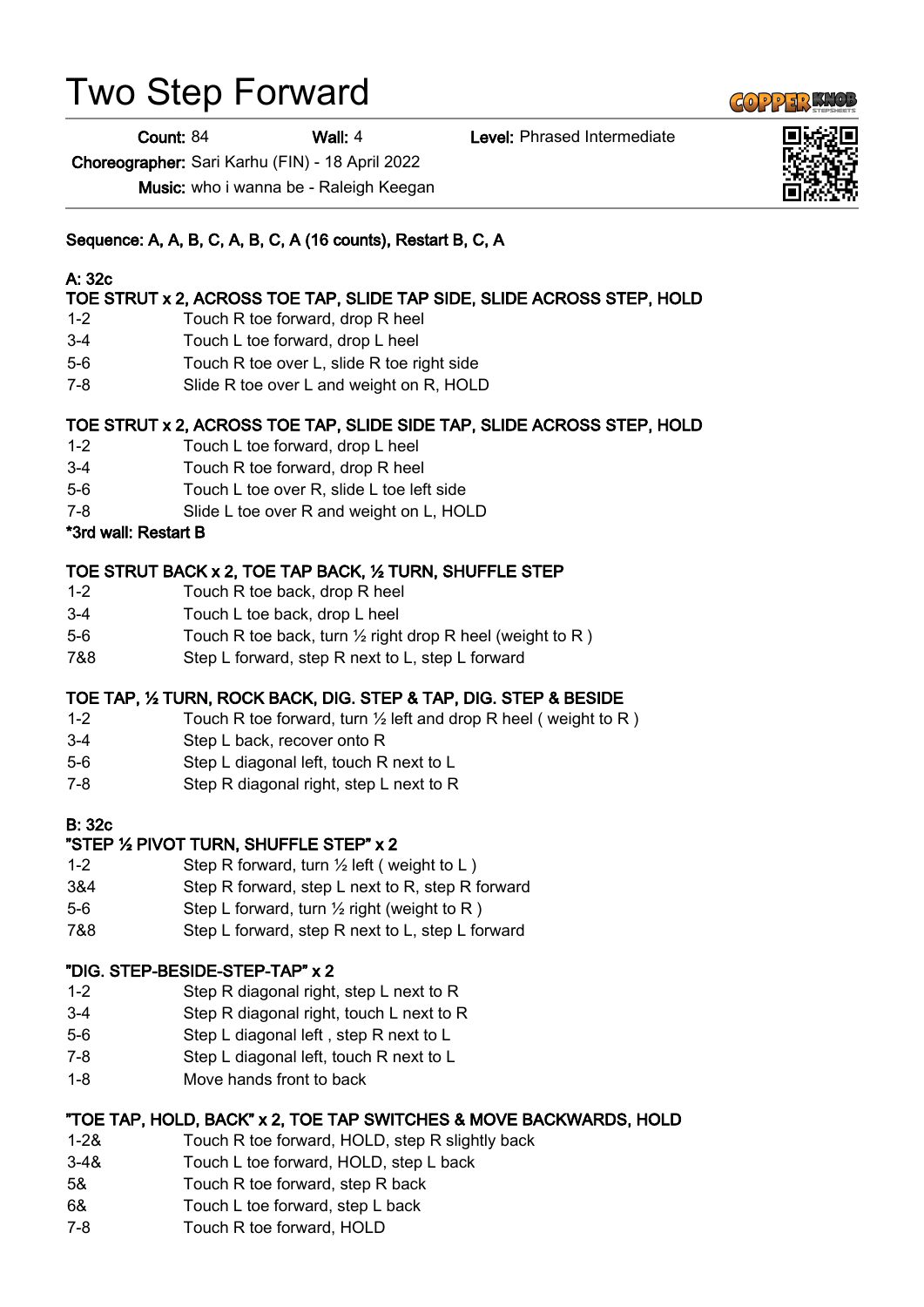# Two Step Forward

**Count:** 84 **Wall:** 4 **Level:** Phrased Intermediate

**Choreographer:** Sari Karhu (FIN) - 18 April 2022

**Music:** who i wanna be - Raleigh Keegan

**Sequence: A, A, B, C, A, B, C, A (16 counts), Restart B, C, A**

**A: 32c**

**TOE STRUT x 2, ACROSS TOE TAP, SLIDE TAP SIDE, SLIDE ACROSS STEP, HOLD**

| | |
|---|---|
| 1-2 | Touch R toe forward, drop R heel |
| 3-4 | Touch L toe forward, drop L heel |
| 5-6 | Touch R toe over L, slide R toe right side |
| 7-8 | Slide R toe over L and weight on R, HOLD |

**TOE STRUT x 2, ACROSS TOE TAP, SLIDE SIDE TAP, SLIDE ACROSS STEP, HOLD**

| | |
|---|---|
| 1-2 | Touch L toe forward, drop L heel |
| 3-4 | Touch R toe forward, drop R heel |
| 5-6 | Touch L toe over R, slide L toe left side |
| 7-8 | Slide L toe over R and weight on L, HOLD |

**\*3rd wall: Restart B**

**TOE STRUT BACK x 2, TOE TAP BACK, ½ TURN, SHUFFLE STEP**

| | |
|---|---|
| 1-2 | Touch R toe back, drop R heel |
| 3-4 | Touch L toe back, drop L heel |
| 5-6 | Touch R toe back, turn ½ right drop R heel (weight to R ) |
| 7&8 | Step L forward, step R next to L, step L forward |

**TOE TAP, ½ TURN, ROCK BACK, DIG. STEP & TAP, DIG. STEP & BESIDE**

| | |
|---|---|
| 1-2 | Touch R toe forward, turn ½ left and drop R heel ( weight to R ) |
| 3-4 | Step L back, recover onto R |
| 5-6 | Step L diagonal left, touch R next to L |
| 7-8 | Step R diagonal right, step L next to R |

**B: 32c**

**"STEP ½ PIVOT TURN, SHUFFLE STEP" x 2**

| | |
|---|---|
| 1-2 | Step R forward, turn ½ left ( weight to L ) |
| 3&4 | Step R forward, step L next to R, step R forward |
| 5-6 | Step L forward, turn ½ right (weight to R ) |
| 7&8 | Step L forward, step R next to L, step L forward |

**"DIG. STEP-BESIDE-STEP-TAP" x 2**

| | |
|---|---|
| 1-2 | Step R diagonal right, step L next to R |
| 3-4 | Step R diagonal right, touch L next to R |
| 5-6 | Step L diagonal left , step R next to L |
| 7-8 | Step L diagonal left, touch R next to L |
| 1-8 | Move hands front to back |

**"TOE TAP, HOLD, BACK" x 2, TOE TAP SWITCHES & MOVE BACKWARDS, HOLD**

| | |
|---|---|
| 1-2& | Touch R toe forward, HOLD, step R slightly back |
| 3-4& | Touch L toe forward, HOLD, step L back |
| 5& | Touch R toe forward, step R back |
| 6& | Touch L toe forward, step L back |
| 7-8 | Touch R toe forward, HOLD |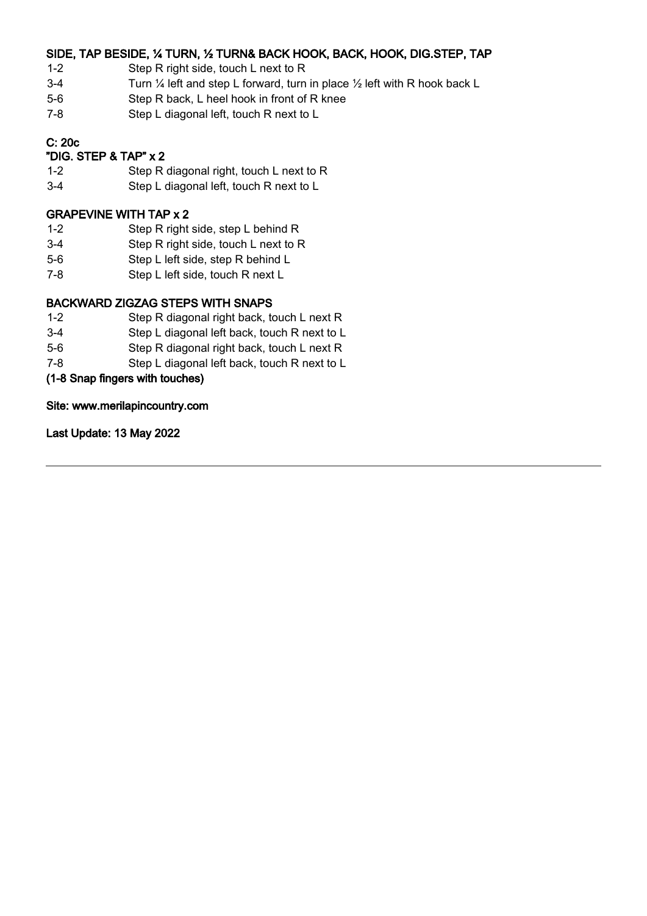**SIDE, TAP BESIDE, ¼ TURN, ½ TURN& BACK HOOK, BACK, HOOK, DIG.STEP, TAP**

| | |
|---|---|
| 1-2 | Step R right side, touch L next to R |
| 3-4 | Turn ¼ left and step L forward, turn in place ½ left with R hook back L |
| 5-6 | Step R back, L heel hook in front of R knee |
| 7-8 | Step L diagonal left, touch R next to L |

**C: 20c**

**"DIG. STEP & TAP" x 2**

| | |
|---|---|
| 1-2 | Step R diagonal right, touch L next to R |
| 3-4 | Step L diagonal left, touch R next to L |

**GRAPEVINE WITH TAP x 2**

| | |
|---|---|
| 1-2 | Step R right side, step L behind R |
| 3-4 | Step R right side, touch L next to R |
| 5-6 | Step L left side, step R behind L |
| 7-8 | Step L left side, touch R next L |

**BACKWARD ZIGZAG STEPS WITH SNAPS**

| | |
|---|---|
| 1-2 | Step R diagonal right back, touch L next R |
| 3-4 | Step L diagonal left back, touch R next to L |
| 5-6 | Step R diagonal right back, touch L next R |
| 7-8 | Step L diagonal left back, touch R next to L |

**(1-8 Snap fingers with touches)**

**Site: www.merilapincountry.com**

**Last Update: 13 May 2022**